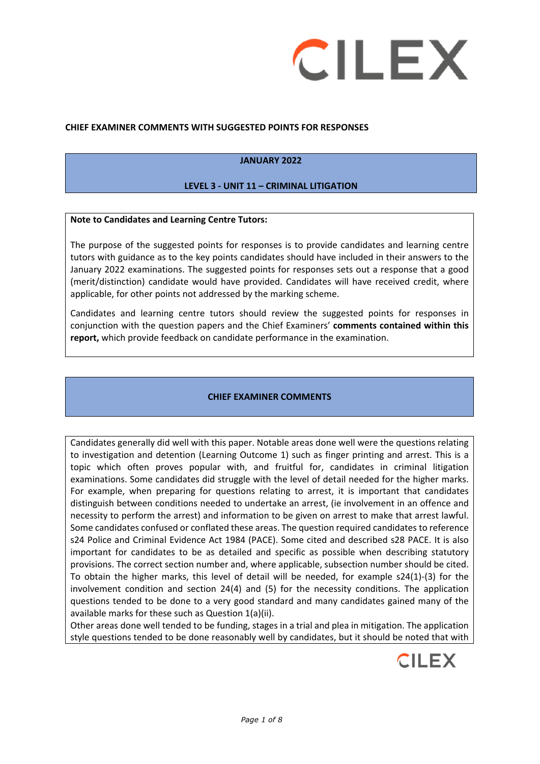**CHIEF EXAMINER COMMENTS WITH SUGGESTED POINTS FOR RESPONSES**

**JANUARY 2022**

**LEVEL 3 - UNIT 11 – CRIMINAL LITIGATION**

**Note to Candidates and Learning Centre Tutors:**

The purpose of the suggested points for responses is to provide candidates and learning centre tutors with guidance as to the key points candidates should have included in their answers to the January 2022 examinations. The suggested points for responses sets out a response that a good (merit/distinction) candidate would have provided. Candidates will have received credit, where applicable, for other points not addressed by the marking scheme.

Candidates and learning centre tutors should review the suggested points for responses in conjunction with the question papers and the Chief Examiners' **comments contained within this report,** which provide feedback on candidate performance in the examination.

## CHIEF EXAMINER COMMENTS

Candidates generally did well with this paper. Notable areas done well were the questions relating to investigation and detention (Learning Outcome 1) such as finger printing and arrest. This is a topic which often proves popular with, and fruitful for, candidates in criminal litigation examinations. Some candidates did struggle with the level of detail needed for the higher marks. For example, when preparing for questions relating to arrest, it is important that candidates distinguish between conditions needed to undertake an arrest, (ie involvement in an offence and necessity to perform the arrest) and information to be given on arrest to make that arrest lawful. Some candidates confused or conflated these areas. The question required candidates to reference s24 Police and Criminal Evidence Act 1984 (PACE). Some cited and described s28 PACE. It is also important for candidates to be as detailed and specific as possible when describing statutory provisions. The correct section number and, where applicable, subsection number should be cited. To obtain the higher marks, this level of detail will be needed, for example s24(1)-(3) for the involvement condition and section 24(4) and (5) for the necessity conditions. The application questions tended to be done to a very good standard and many candidates gained many of the available marks for these such as Question 1(a)(ii).

Other areas done well tended to be funding, stages in a trial and plea in mitigation. The application style questions tended to be done reasonably well by candidates, but it should be noted that with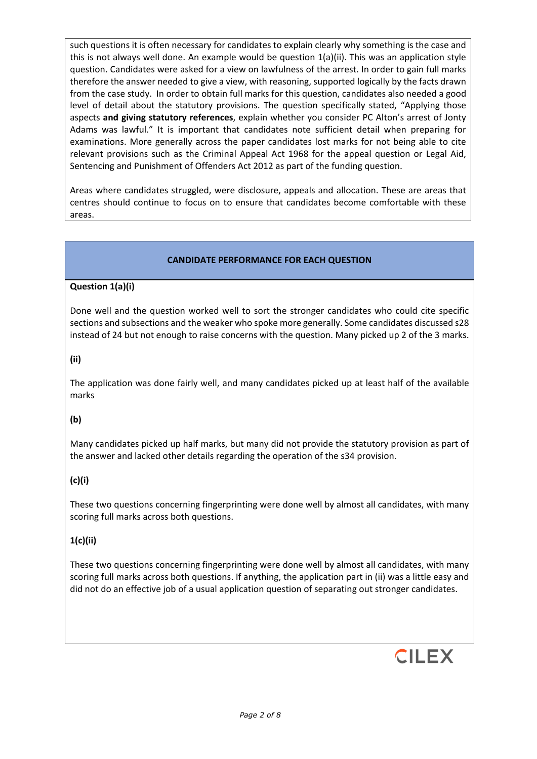such questions it is often necessary for candidates to explain clearly why something is the case and this is not always well done. An example would be question 1(a)(ii). This was an application style question. Candidates were asked for a view on lawfulness of the arrest. In order to gain full marks therefore the answer needed to give a view, with reasoning, supported logically by the facts drawn from the case study. In order to obtain full marks for this question, candidates also needed a good level of detail about the statutory provisions. The question specifically stated, "Applying those aspects **and giving statutory references**, explain whether you consider PC Alton's arrest of Jonty Adams was lawful." It is important that candidates note sufficient detail when preparing for examinations. More generally across the paper candidates lost marks for not being able to cite relevant provisions such as the Criminal Appeal Act 1968 for the appeal question or Legal Aid, Sentencing and Punishment of Offenders Act 2012 as part of the funding question.

Areas where candidates struggled, were disclosure, appeals and allocation. These are areas that centres should continue to focus on to ensure that candidates become comfortable with these areas.

## CANDIDATE PERFORMANCE FOR EACH QUESTION

**Question 1(a)(i)**

Done well and the question worked well to sort the stronger candidates who could cite specific sections and subsections and the weaker who spoke more generally. Some candidates discussed s28 instead of 24 but not enough to raise concerns with the question. Many picked up 2 of the 3 marks.

**(ii)**

The application was done fairly well, and many candidates picked up at least half of the available marks

**(b)**

Many candidates picked up half marks, but many did not provide the statutory provision as part of the answer and lacked other details regarding the operation of the s34 provision.

**(c)(i)**

These two questions concerning fingerprinting were done well by almost all candidates, with many scoring full marks across both questions.

**1(c)(ii)**

These two questions concerning fingerprinting were done well by almost all candidates, with many scoring full marks across both questions. If anything, the application part in (ii) was a little easy and did not do an effective job of a usual application question of separating out stronger candidates.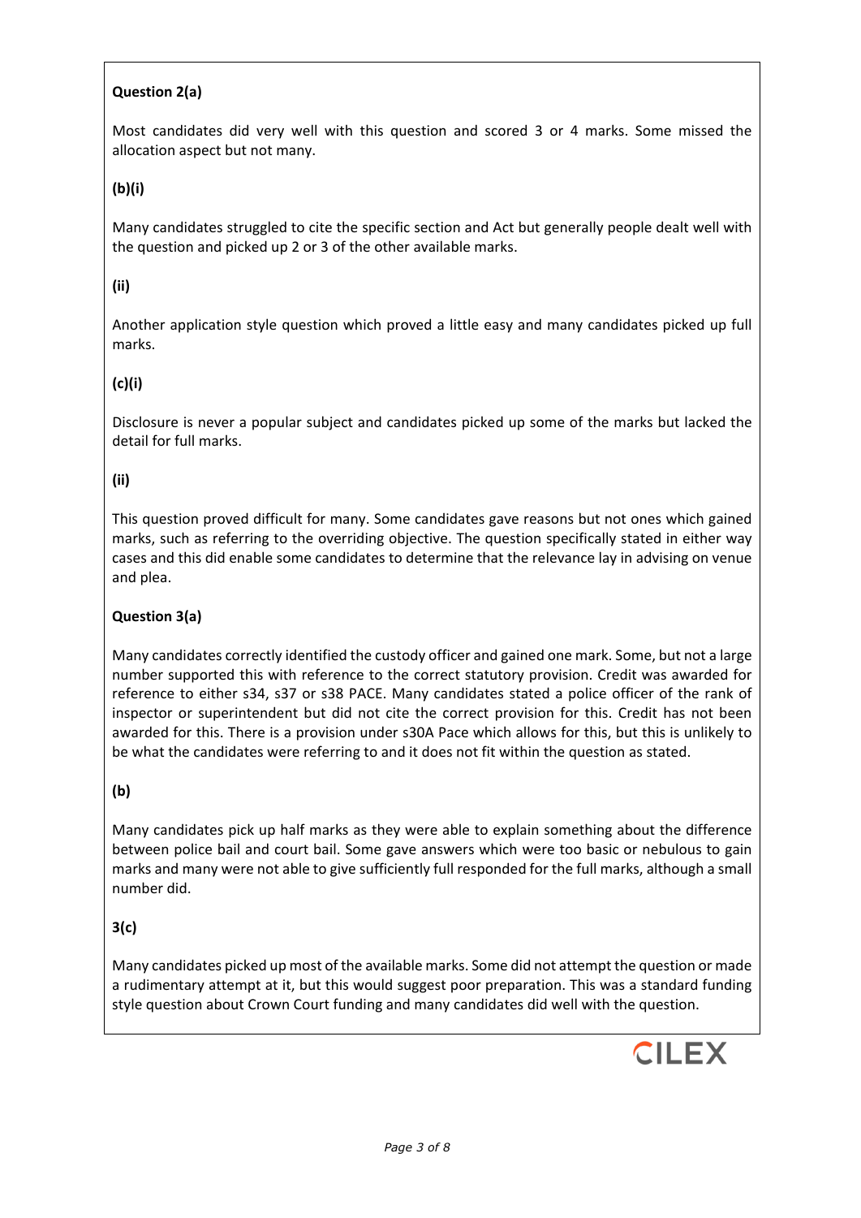**Question 2(a)**

Most candidates did very well with this question and scored 3 or 4 marks. Some missed the allocation aspect but not many.

**(b)(i)**

Many candidates struggled to cite the specific section and Act but generally people dealt well with the question and picked up 2 or 3 of the other available marks.

**(ii)**

Another application style question which proved a little easy and many candidates picked up full marks.

**(c)(i)**

Disclosure is never a popular subject and candidates picked up some of the marks but lacked the detail for full marks.

**(ii)**

This question proved difficult for many. Some candidates gave reasons but not ones which gained marks, such as referring to the overriding objective. The question specifically stated in either way cases and this did enable some candidates to determine that the relevance lay in advising on venue and plea.

**Question 3(a)**

Many candidates correctly identified the custody officer and gained one mark. Some, but not a large number supported this with reference to the correct statutory provision. Credit was awarded for reference to either s34, s37 or s38 PACE. Many candidates stated a police officer of the rank of inspector or superintendent but did not cite the correct provision for this. Credit has not been awarded for this. There is a provision under s30A Pace which allows for this, but this is unlikely to be what the candidates were referring to and it does not fit within the question as stated.

**(b)**

Many candidates pick up half marks as they were able to explain something about the difference between police bail and court bail. Some gave answers which were too basic or nebulous to gain marks and many were not able to give sufficiently full responded for the full marks, although a small number did.

**3(c)**

Many candidates picked up most of the available marks. Some did not attempt the question or made a rudimentary attempt at it, but this would suggest poor preparation. This was a standard funding style question about Crown Court funding and many candidates did well with the question.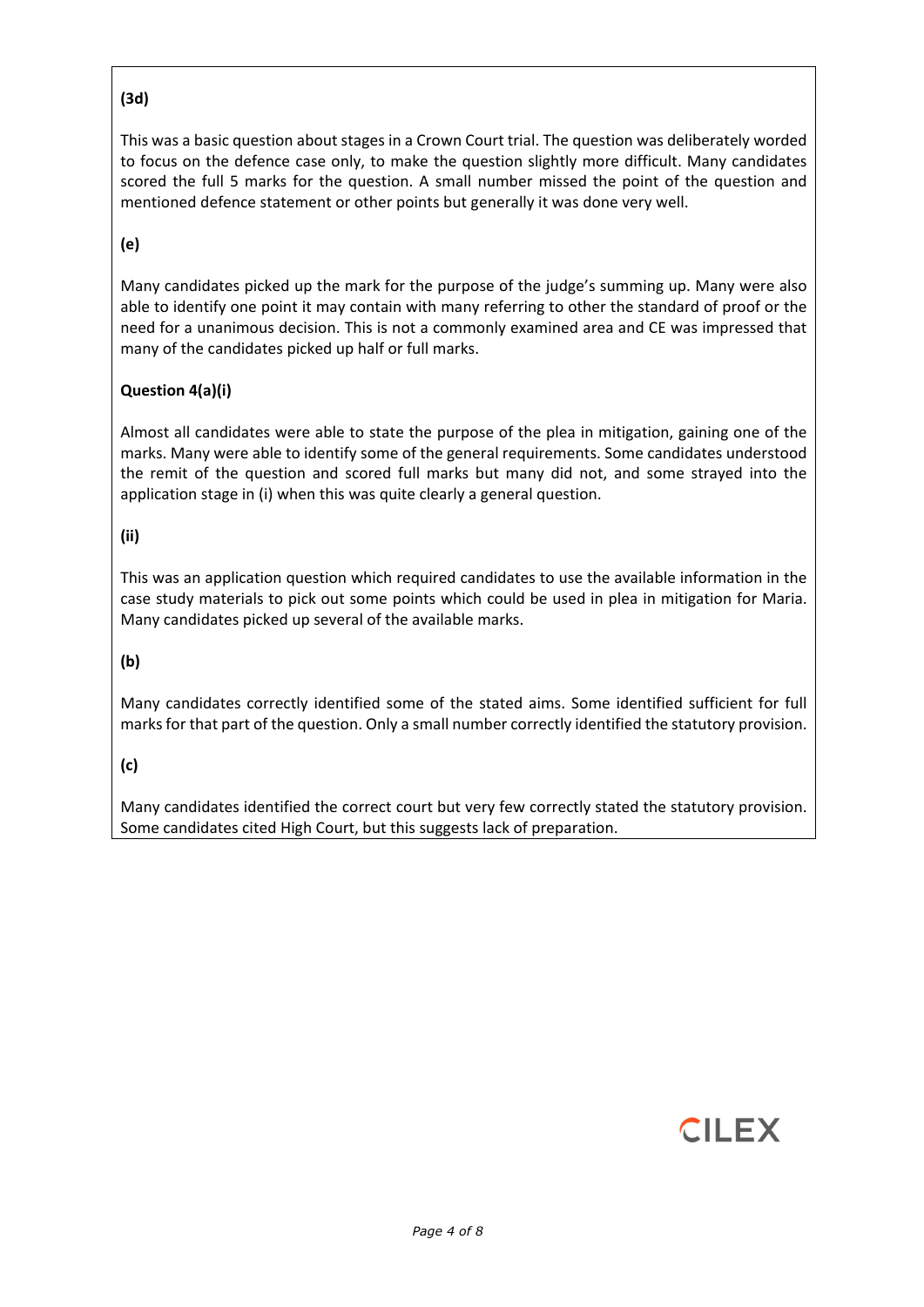**(3d)**

This was a basic question about stages in a Crown Court trial. The question was deliberately worded to focus on the defence case only, to make the question slightly more difficult. Many candidates scored the full 5 marks for the question. A small number missed the point of the question and mentioned defence statement or other points but generally it was done very well.

**(e)**

Many candidates picked up the mark for the purpose of the judge's summing up. Many were also able to identify one point it may contain with many referring to other the standard of proof or the need for a unanimous decision. This is not a commonly examined area and CE was impressed that many of the candidates picked up half or full marks.

**Question 4(a)(i)**

Almost all candidates were able to state the purpose of the plea in mitigation, gaining one of the marks. Many were able to identify some of the general requirements. Some candidates understood the remit of the question and scored full marks but many did not, and some strayed into the application stage in (i) when this was quite clearly a general question.

**(ii)**

This was an application question which required candidates to use the available information in the case study materials to pick out some points which could be used in plea in mitigation for Maria. Many candidates picked up several of the available marks.

**(b)**

Many candidates correctly identified some of the stated aims. Some identified sufficient for full marks for that part of the question. Only a small number correctly identified the statutory provision.

**(c)**

Many candidates identified the correct court but very few correctly stated the statutory provision. Some candidates cited High Court, but this suggests lack of preparation.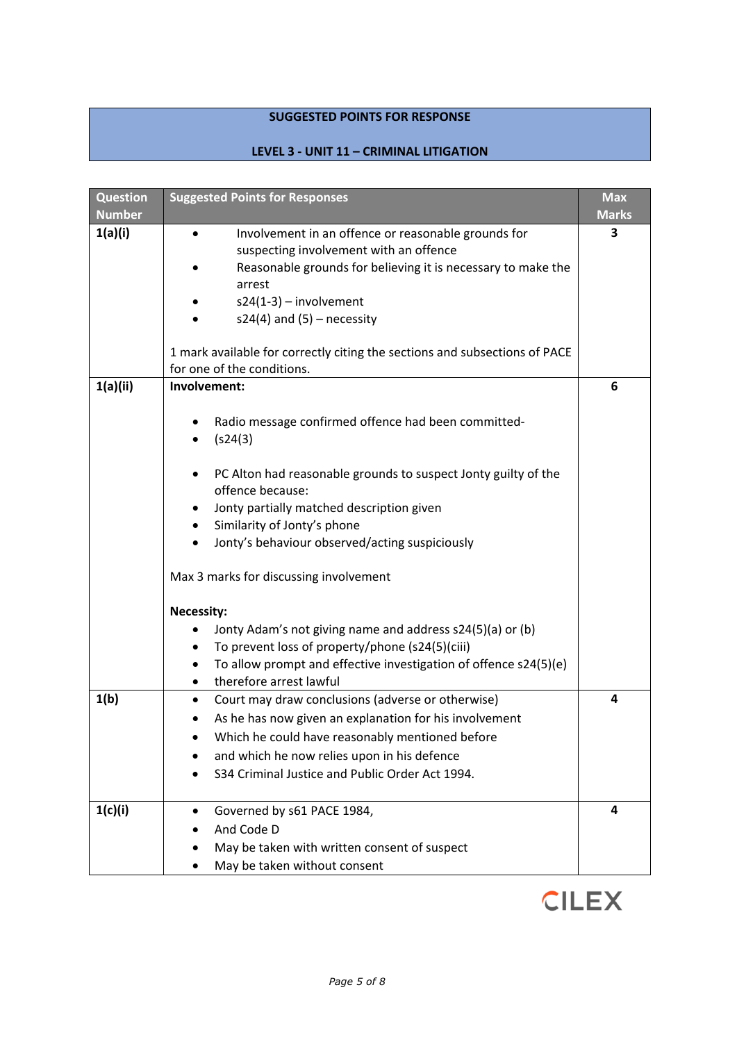**SUGGESTED POINTS FOR RESPONSE**

**LEVEL 3 - UNIT 11 – CRIMINAL LITIGATION**

| Question Number | Suggested Points for Responses | Max Marks |
|---|---|---|
| **1(a)(i)** | • Involvement in an offence or reasonable grounds for suspecting involvement with an offence<br>• Reasonable grounds for believing it is necessary to make the arrest<br>• s24(1-3) – involvement<br>• s24(4) and (5) – necessity<br><br>1 mark available for correctly citing the sections and subsections of PACE for one of the conditions. | **3** |
| **1(a)(ii)** | **Involvement:**<br><br>• Radio message confirmed offence had been committed-<br>• (s24(3)<br><br>• PC Alton had reasonable grounds to suspect Jonty guilty of the offence because:<br>• Jonty partially matched description given<br>• Similarity of Jonty's phone<br>• Jonty's behaviour observed/acting suspiciously<br><br>Max 3 marks for discussing involvement<br><br>**Necessity:**<br>• Jonty Adam's not giving name and address s24(5)(a) or (b)<br>• To prevent loss of property/phone (s24(5)(ciii)<br>• To allow prompt and effective investigation of offence s24(5)(e)<br>• therefore arrest lawful | **6** |
| **1(b)** | • Court may draw conclusions (adverse or otherwise)<br>• As he has now given an explanation for his involvement<br>• Which he could have reasonably mentioned before<br>• and which he now relies upon in his defence<br>• S34 Criminal Justice and Public Order Act 1994. | **4** |
| **1(c)(i)** | • Governed by s61 PACE 1984,<br>• And Code D<br>• May be taken with written consent of suspect<br>• May be taken without consent | **4** |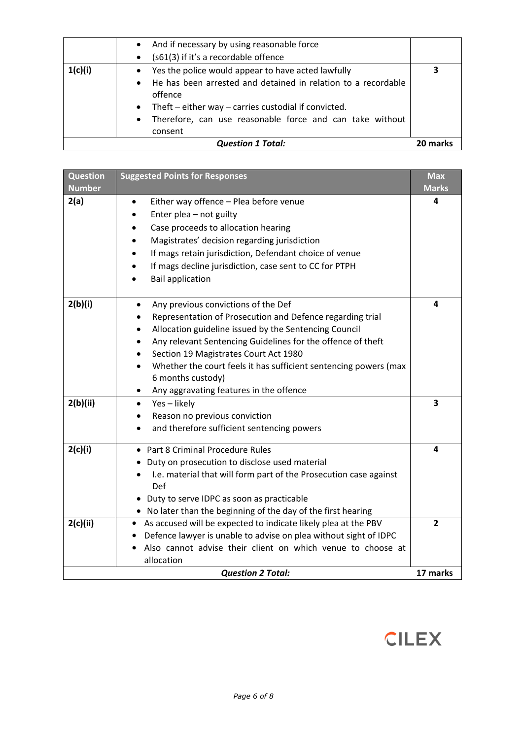| | | |
|---|---|---|
| | • And if necessary by using reasonable force<br>• (s61(3) if it's a recordable offence | |
| 1(c)(i) | • Yes the police would appear to have acted lawfully<br>• He has been arrested and detained in relation to a recordable offence<br>• Theft – either way – carries custodial if convicted.<br>• Therefore, can use reasonable force and can take without consent | 3 |
| ***Question 1 Total:*** | | **20 marks** |

| Question Number | Suggested Points for Responses | Max Marks |
|---|---|---|
| **2(a)** | • Either way offence – Plea before venue<br>• Enter plea – not guilty<br>• Case proceeds to allocation hearing<br>• Magistrates' decision regarding jurisdiction<br>• If mags retain jurisdiction, Defendant choice of venue<br>• If mags decline jurisdiction, case sent to CC for PTPH<br>• Bail application | **4** |
| **2(b)(i)** | • Any previous convictions of the Def<br>• Representation of Prosecution and Defence regarding trial<br>• Allocation guideline issued by the Sentencing Council<br>• Any relevant Sentencing Guidelines for the offence of theft<br>• Section 19 Magistrates Court Act 1980<br>• Whether the court feels it has sufficient sentencing powers (max 6 months custody)<br>• Any aggravating features in the offence | **4** |
| **2(b)(ii)** | • Yes – likely<br>• Reason no previous conviction<br>• and therefore sufficient sentencing powers | **3** |
| **2(c)(i)** | • Part 8 Criminal Procedure Rules<br>• Duty on prosecution to disclose used material<br>• I.e. material that will form part of the Prosecution case against Def<br>• Duty to serve IDPC as soon as practicable<br>• No later than the beginning of the day of the first hearing | **4** |
| **2(c)(ii)** | • As accused will be expected to indicate likely plea at the PBV<br>• Defence lawyer is unable to advise on plea without sight of IDPC<br>• Also cannot advise their client on which venue to choose at allocation | **2** |
| ***Question 2 Total:*** | | **17 marks** |

CILEX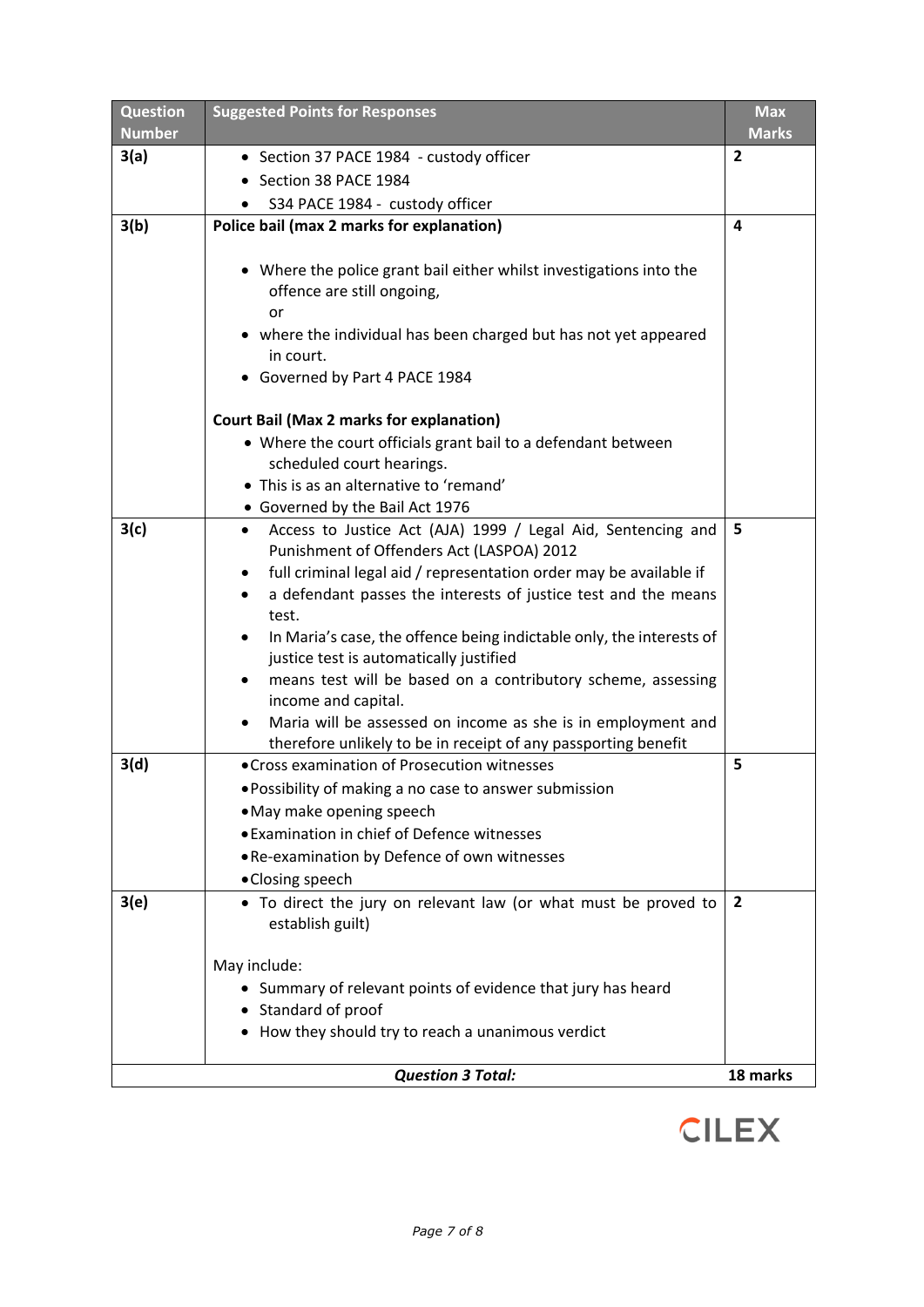| Question Number | Suggested Points for Responses | Max Marks |
|---|---|---|
| 3(a) | • Section 37 PACE 1984 - custody officer<br>• Section 38 PACE 1984<br>• S34 PACE 1984 - custody officer | 2 |
| 3(b) | **Police bail (max 2 marks for explanation)**<br><br>• Where the police grant bail either whilst investigations into the offence are still ongoing,<br>or<br>• where the individual has been charged but has not yet appeared in court.<br>• Governed by Part 4 PACE 1984<br><br>**Court Bail (Max 2 marks for explanation)**<br>• Where the court officials grant bail to a defendant between scheduled court hearings.<br>• This is as an alternative to 'remand'<br>• Governed by the Bail Act 1976 | 4 |
| 3(c) | • Access to Justice Act (AJA) 1999 / Legal Aid, Sentencing and Punishment of Offenders Act (LASPOA) 2012<br>• full criminal legal aid / representation order may be available if<br>• a defendant passes the interests of justice test and the means test.<br>• In Maria's case, the offence being indictable only, the interests of justice test is automatically justified<br>• means test will be based on a contributory scheme, assessing income and capital.<br>• Maria will be assessed on income as she is in employment and therefore unlikely to be in receipt of any passporting benefit | 5 |
| 3(d) | • Cross examination of Prosecution witnesses<br>• Possibility of making a no case to answer submission<br>• May make opening speech<br>• Examination in chief of Defence witnesses<br>• Re-examination by Defence of own witnesses<br>• Closing speech | 5 |
| 3(e) | • To direct the jury on relevant law (or what must be proved to establish guilt)<br><br>May include:<br>• Summary of relevant points of evidence that jury has heard<br>• Standard of proof<br>• How they should try to reach a unanimous verdict | 2 |
| | ***Question 3 Total:*** | **18 marks** |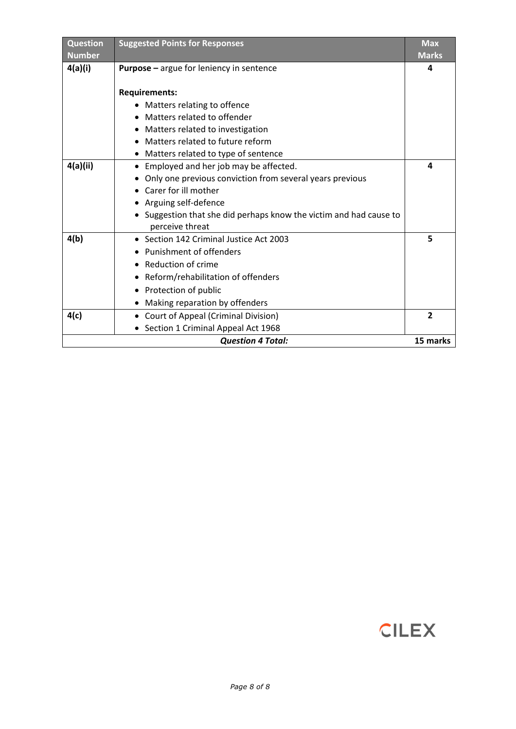| Question Number | Suggested Points for Responses | Max Marks |
| --- | --- | --- |
| 4(a)(i) | **Purpose –** argue for leniency in sentence<br><br>**Requirements:**<br>• Matters relating to offence<br>• Matters related to offender<br>• Matters related to investigation<br>• Matters related to future reform<br>• Matters related to type of sentence | **4** |
| 4(a)(ii) | • Employed and her job may be affected.<br>• Only one previous conviction from several years previous<br>• Carer for ill mother<br>• Arguing self-defence<br>• Suggestion that she did perhaps know the victim and had cause to perceive threat | **4** |
| 4(b) | • Section 142 Criminal Justice Act 2003<br>• Punishment of offenders<br>• Reduction of crime<br>• Reform/rehabilitation of offenders<br>• Protection of public<br>• Making reparation by offenders | **5** |
| 4(c) | • Court of Appeal (Criminal Division)<br>• Section 1 Criminal Appeal Act 1968 | **2** |
| | ***Question 4 Total:*** | **15 marks** |

CILEX